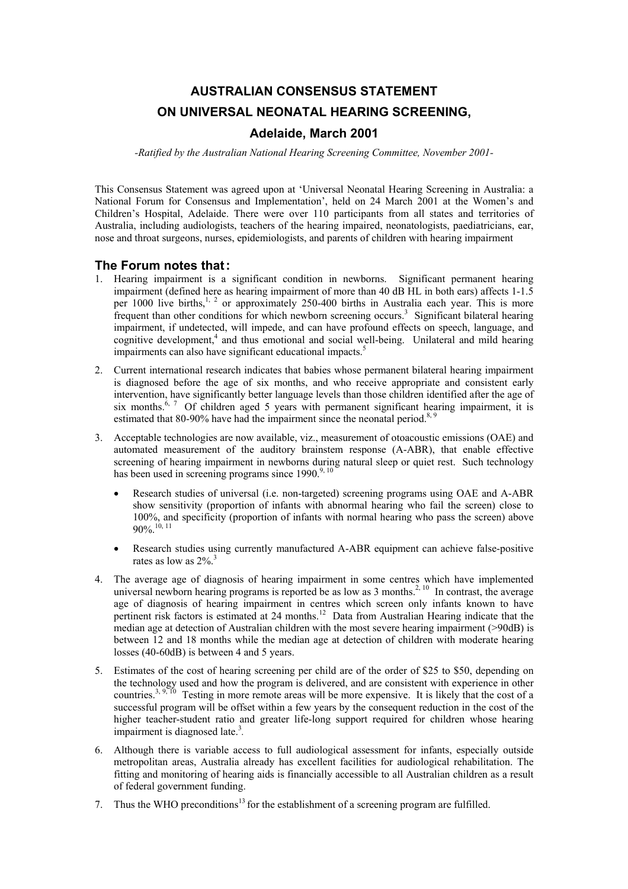# AUSTRALIAN CONSENSUS STATEMENT ON UNIVERSAL NEONATAL HEARING SCREENING, Adelaide, March 2001

*-Ratified by the Australian National Hearing Screening Committee, November 2001-*

This Consensus Statement was agreed upon at 'Universal Neonatal Hearing Screening in Australia: a National Forum for Consensus and Implementation', held on 24 March 2001 at the Women's and Children's Hospital, Adelaide. There were over 110 participants from all states and territories of Australia, including audiologists, teachers of the hearing impaired, neonatologists, paediatricians, ear, nose and throat surgeons, nurses, epidemiologists, and parents of children with hearing impairment

## The Forum notes that:

1. Hearing impairment is a significant condition in newborns. Significant permanent hearing impairment (defined here as hearing impairment of more than 40 dB HL in both ears) affects 1-1.5 per 1000 live births,[1, 2] or approximately 250-400 births in Australia each year. This is more frequent than other conditions for which newborn screening occurs.[3] Significant bilateral hearing impairment, if undetected, will impede, and can have profound effects on speech, language, and cognitive development,[4] and thus emotional and social well-being. Unilateral and mild hearing impairments can also have significant educational impacts.[5]

2. Current international research indicates that babies whose permanent bilateral hearing impairment is diagnosed before the age of six months, and who receive appropriate and consistent early intervention, have significantly better language levels than those children identified after the age of six months.[6, 7] Of children aged 5 years with permanent significant hearing impairment, it is estimated that 80-90% have had the impairment since the neonatal period.[8, 9]

3. Acceptable technologies are now available, viz., measurement of otoacoustic emissions (OAE) and automated measurement of the auditory brainstem response (A-ABR), that enable effective screening of hearing impairment in newborns during natural sleep or quiet rest. Such technology has been used in screening programs since 1990.[9, 10]

   - Research studies of universal (i.e. non-targeted) screening programs using OAE and A-ABR show sensitivity (proportion of infants with abnormal hearing who fail the screen) close to 100%, and specificity (proportion of infants with normal hearing who pass the screen) above 90%.[10, 11]
   - Research studies using currently manufactured A-ABR equipment can achieve false-positive rates as low as 2%.[3]

4. The average age of diagnosis of hearing impairment in some centres which have implemented universal newborn hearing programs is reported be as low as 3 months.[2, 10] In contrast, the average age of diagnosis of hearing impairment in centres which screen only infants known to have pertinent risk factors is estimated at 24 months.[12] Data from Australian Hearing indicate that the median age at detection of Australian children with the most severe hearing impairment (>90dB) is between 12 and 18 months while the median age at detection of children with moderate hearing losses (40-60dB) is between 4 and 5 years.

5. Estimates of the cost of hearing screening per child are of the order of $25 to $50, depending on the technology used and how the program is delivered, and are consistent with experience in other countries.[3, 9, 10] Testing in more remote areas will be more expensive. It is likely that the cost of a successful program will be offset within a few years by the consequent reduction in the cost of the higher teacher-student ratio and greater life-long support required for children whose hearing impairment is diagnosed late.[3].

6. Although there is variable access to full audiological assessment for infants, especially outside metropolitan areas, Australia already has excellent facilities for audiological rehabilitation. The fitting and monitoring of hearing aids is financially accessible to all Australian children as a result of federal government funding.

7. Thus the WHO preconditions[13] for the establishment of a screening program are fulfilled.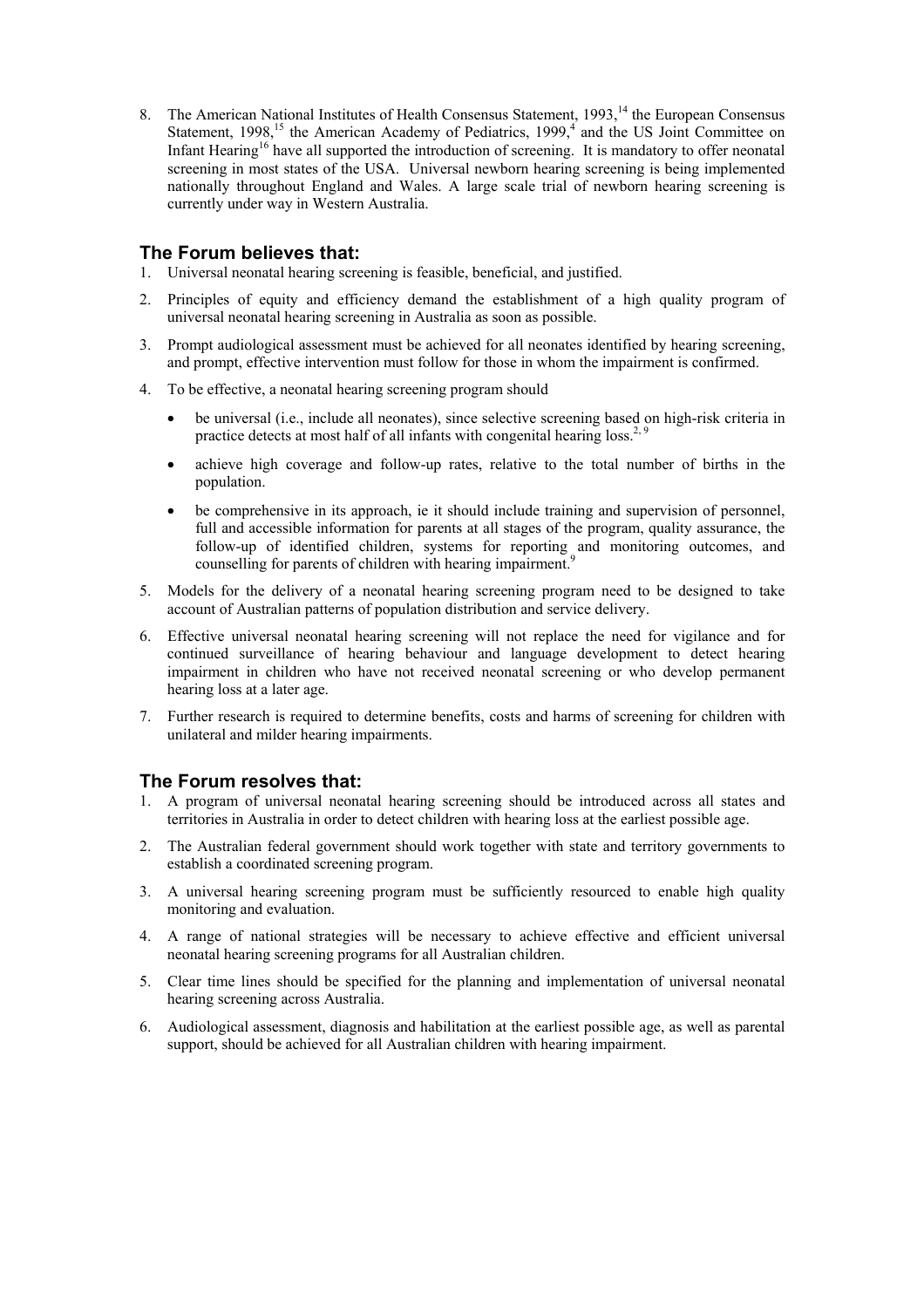8. The American National Institutes of Health Consensus Statement, 1993,[14] the European Consensus Statement, 1998,[15] the American Academy of Pediatrics, 1999,[4] and the US Joint Committee on Infant Hearing[16] have all supported the introduction of screening. It is mandatory to offer neonatal screening in most states of the USA. Universal newborn hearing screening is being implemented nationally throughout England and Wales. A large scale trial of newborn hearing screening is currently under way in Western Australia.

## The Forum believes that:

1. Universal neonatal hearing screening is feasible, beneficial, and justified.
2. Principles of equity and efficiency demand the establishment of a high quality program of universal neonatal hearing screening in Australia as soon as possible.
3. Prompt audiological assessment must be achieved for all neonates identified by hearing screening, and prompt, effective intervention must follow for those in whom the impairment is confirmed.
4. To be effective, a neonatal hearing screening program should
   - be universal (i.e., include all neonates), since selective screening based on high-risk criteria in practice detects at most half of all infants with congenital hearing loss.[2, 9]
   - achieve high coverage and follow-up rates, relative to the total number of births in the population.
   - be comprehensive in its approach, ie it should include training and supervision of personnel, full and accessible information for parents at all stages of the program, quality assurance, the follow-up of identified children, systems for reporting and monitoring outcomes, and counselling for parents of children with hearing impairment.[9]
5. Models for the delivery of a neonatal hearing screening program need to be designed to take account of Australian patterns of population distribution and service delivery.
6. Effective universal neonatal hearing screening will not replace the need for vigilance and for continued surveillance of hearing behaviour and language development to detect hearing impairment in children who have not received neonatal screening or who develop permanent hearing loss at a later age.
7. Further research is required to determine benefits, costs and harms of screening for children with unilateral and milder hearing impairments.

## The Forum resolves that:

1. A program of universal neonatal hearing screening should be introduced across all states and territories in Australia in order to detect children with hearing loss at the earliest possible age.
2. The Australian federal government should work together with state and territory governments to establish a coordinated screening program.
3. A universal hearing screening program must be sufficiently resourced to enable high quality monitoring and evaluation.
4. A range of national strategies will be necessary to achieve effective and efficient universal neonatal hearing screening programs for all Australian children.
5. Clear time lines should be specified for the planning and implementation of universal neonatal hearing screening across Australia.
6. Audiological assessment, diagnosis and habilitation at the earliest possible age, as well as parental support, should be achieved for all Australian children with hearing impairment.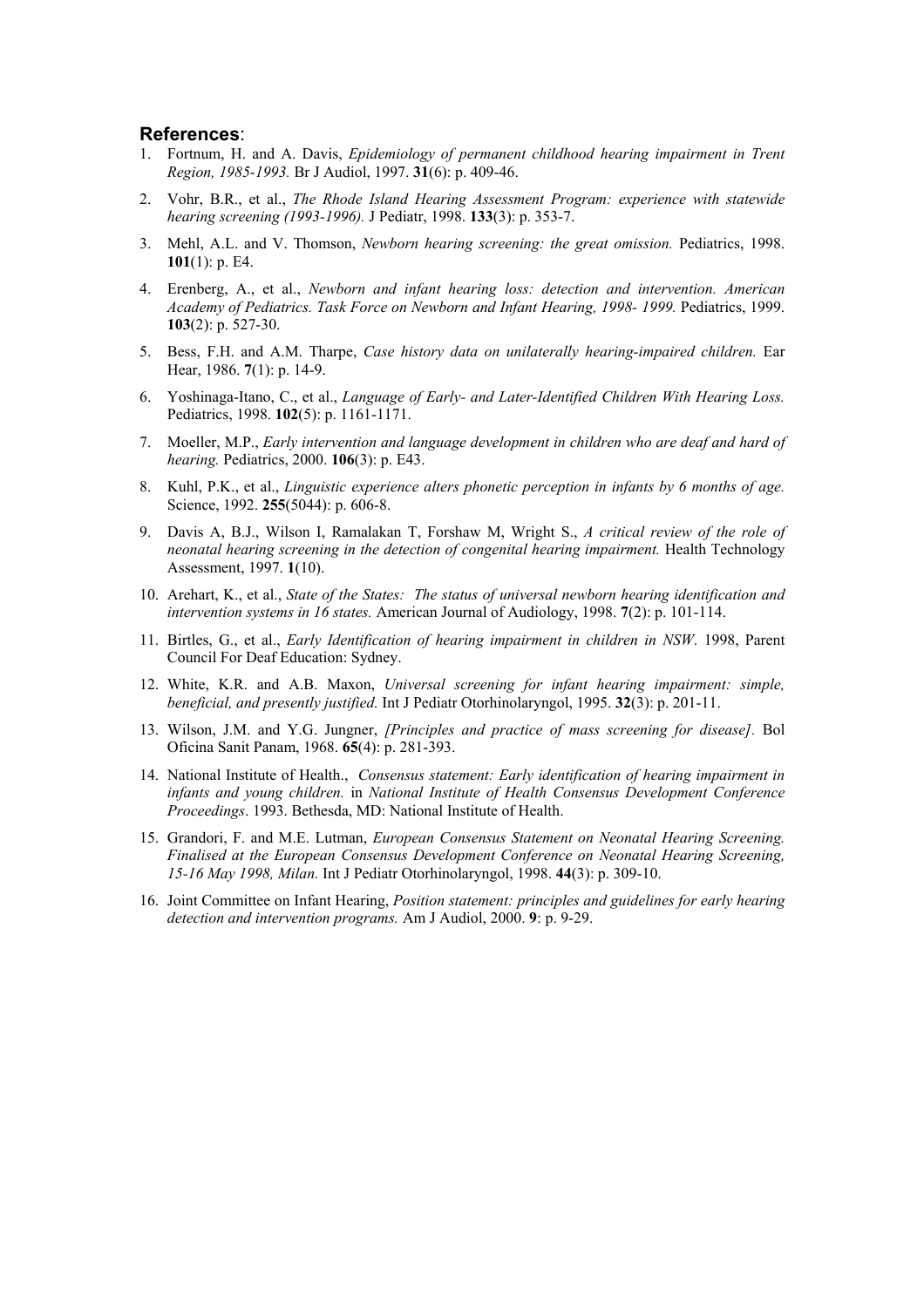**References**:

1. Fortnum, H. and A. Davis, *Epidemiology of permanent childhood hearing impairment in Trent Region, 1985-1993.* Br J Audiol, 1997. **31**(6): p. 409-46.
2. Vohr, B.R., et al., *The Rhode Island Hearing Assessment Program: experience with statewide hearing screening (1993-1996).* J Pediatr, 1998. **133**(3): p. 353-7.
3. Mehl, A.L. and V. Thomson, *Newborn hearing screening: the great omission.* Pediatrics, 1998. **101**(1): p. E4.
4. Erenberg, A., et al., *Newborn and infant hearing loss: detection and intervention. American Academy of Pediatrics. Task Force on Newborn and Infant Hearing, 1998- 1999.* Pediatrics, 1999. **103**(2): p. 527-30.
5. Bess, F.H. and A.M. Tharpe, *Case history data on unilaterally hearing-impaired children.* Ear Hear, 1986. **7**(1): p. 14-9.
6. Yoshinaga-Itano, C., et al., *Language of Early- and Later-Identified Children With Hearing Loss.* Pediatrics, 1998. **102**(5): p. 1161-1171.
7. Moeller, M.P., *Early intervention and language development in children who are deaf and hard of hearing.* Pediatrics, 2000. **106**(3): p. E43.
8. Kuhl, P.K., et al., *Linguistic experience alters phonetic perception in infants by 6 months of age.* Science, 1992. **255**(5044): p. 606-8.
9. Davis A, B.J., Wilson I, Ramalakan T, Forshaw M, Wright S., *A critical review of the role of neonatal hearing screening in the detection of congenital hearing impairment.* Health Technology Assessment, 1997. **1**(10).
10. Arehart, K., et al., *State of the States: The status of universal newborn hearing identification and intervention systems in 16 states.* American Journal of Audiology, 1998. **7**(2): p. 101-114.
11. Birtles, G., et al., *Early Identification of hearing impairment in children in NSW*. 1998, Parent Council For Deaf Education: Sydney.
12. White, K.R. and A.B. Maxon, *Universal screening for infant hearing impairment: simple, beneficial, and presently justified.* Int J Pediatr Otorhinolaryngol, 1995. **32**(3): p. 201-11.
13. Wilson, J.M. and Y.G. Jungner, *[Principles and practice of mass screening for disease].* Bol Oficina Sanit Panam, 1968. **65**(4): p. 281-393.
14. National Institute of Health., *Consensus statement: Early identification of hearing impairment in infants and young children.* in *National Institute of Health Consensus Development Conference Proceedings*. 1993. Bethesda, MD: National Institute of Health.
15. Grandori, F. and M.E. Lutman, *European Consensus Statement on Neonatal Hearing Screening. Finalised at the European Consensus Development Conference on Neonatal Hearing Screening, 15-16 May 1998, Milan.* Int J Pediatr Otorhinolaryngol, 1998. **44**(3): p. 309-10.
16. Joint Committee on Infant Hearing, *Position statement: principles and guidelines for early hearing detection and intervention programs.* Am J Audiol, 2000. **9**: p. 9-29.